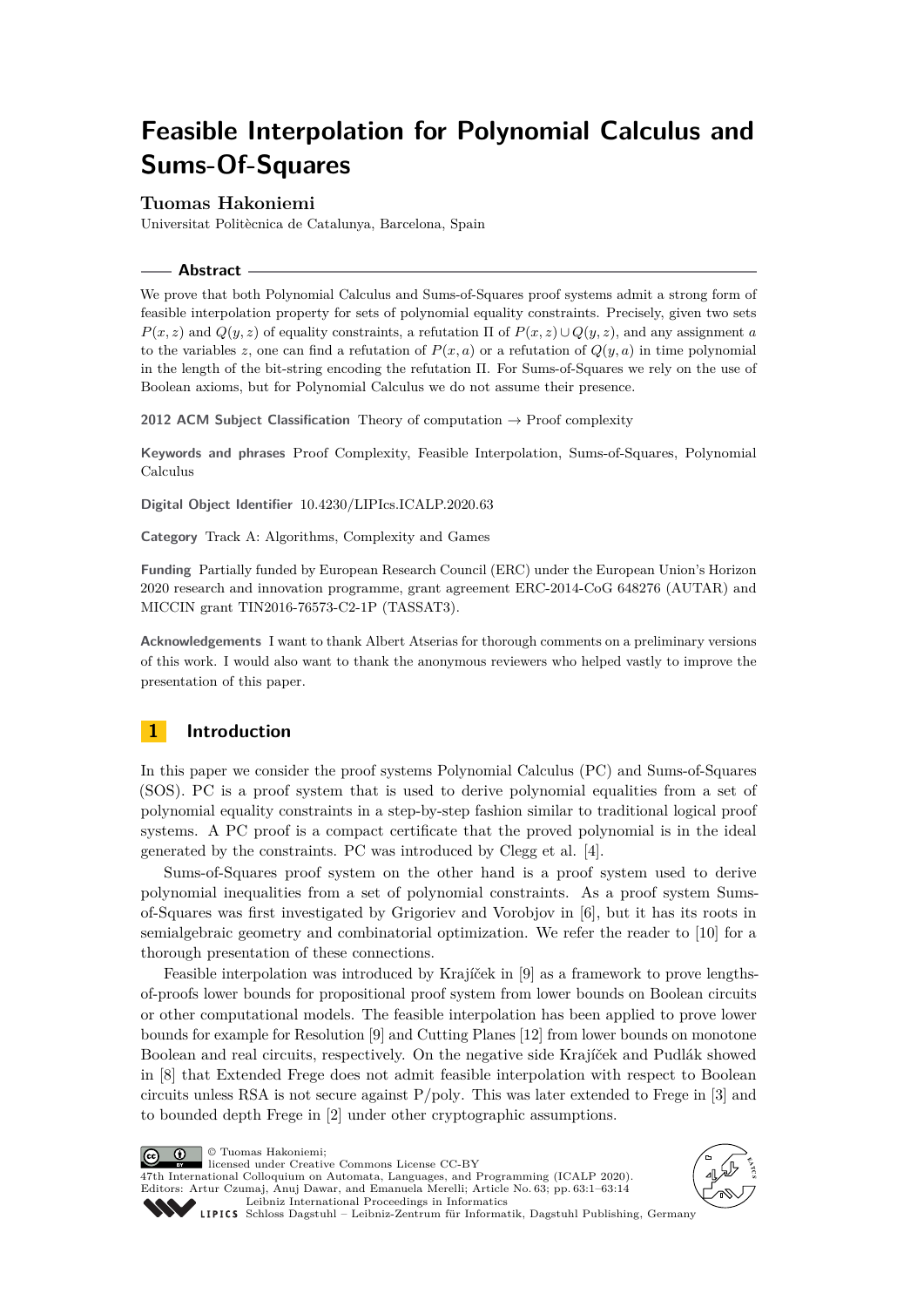# Feasible Interpolation for Polynomial Calculus and Sums-Of-Squares

**Tuomas Hakoniemi**

Universitat Politècnica de Catalunya, Barcelona, Spain

## Abstract

We prove that both Polynomial Calculus and Sums-of-Squares proof systems admit a strong form of feasible interpolation property for sets of polynomial equality constraints. Precisely, given two sets $P(x, z)$ and $Q(y, z)$ of equality constraints, a refutation $\Pi$ of $P(x, z) \cup Q(y, z)$, and any assignment $a$ to the variables $z$, one can find a refutation of $P(x, a)$ or a refutation of $Q(y, a)$ in time polynomial in the length of the bit-string encoding the refutation $\Pi$. For Sums-of-Squares we rely on the use of Boolean axioms, but for Polynomial Calculus we do not assume their presence.

**2012 ACM Subject Classification** Theory of computation → Proof complexity

**Keywords and phrases** Proof Complexity, Feasible Interpolation, Sums-of-Squares, Polynomial Calculus

**Digital Object Identifier** 10.4230/LIPIcs.ICALP.2020.63

**Category** Track A: Algorithms, Complexity and Games

**Funding** Partially funded by European Research Council (ERC) under the European Union's Horizon 2020 research and innovation programme, grant agreement ERC-2014-CoG 648276 (AUTAR) and MICCIN grant TIN2016-76573-C2-1P (TASSAT3).

**Acknowledgements** I want to thank Albert Atserias for thorough comments on a preliminary versions of this work. I would also want to thank the anonymous reviewers who helped vastly to improve the presentation of this paper.

## 1 Introduction

In this paper we consider the proof systems Polynomial Calculus (PC) and Sums-of-Squares (SOS). PC is a proof system that is used to derive polynomial equalities from a set of polynomial equality constraints in a step-by-step fashion similar to traditional logical proof systems. A PC proof is a compact certificate that the proved polynomial is in the ideal generated by the constraints. PC was introduced by Clegg et al. [4].

Sums-of-Squares proof system on the other hand is a proof system used to derive polynomial inequalities from a set of polynomial constraints. As a proof system Sums-of-Squares was first investigated by Grigoriev and Vorobjov in [6], but it has its roots in semialgebraic geometry and combinatorial optimization. We refer the reader to [10] for a thorough presentation of these connections.

Feasible interpolation was introduced by Krajíček in [9] as a framework to prove lengths-of-proofs lower bounds for propositional proof system from lower bounds on Boolean circuits or other computational models. The feasible interpolation has been applied to prove lower bounds for example for Resolution [9] and Cutting Planes [12] from lower bounds on monotone Boolean and real circuits, respectively. On the negative side Krajíček and Pudlák showed in [8] that Extended Frege does not admit feasible interpolation with respect to Boolean circuits unless RSA is not secure against P/poly. This was later extended to Frege in [3] and to bounded depth Frege in [2] under other cryptographic assumptions.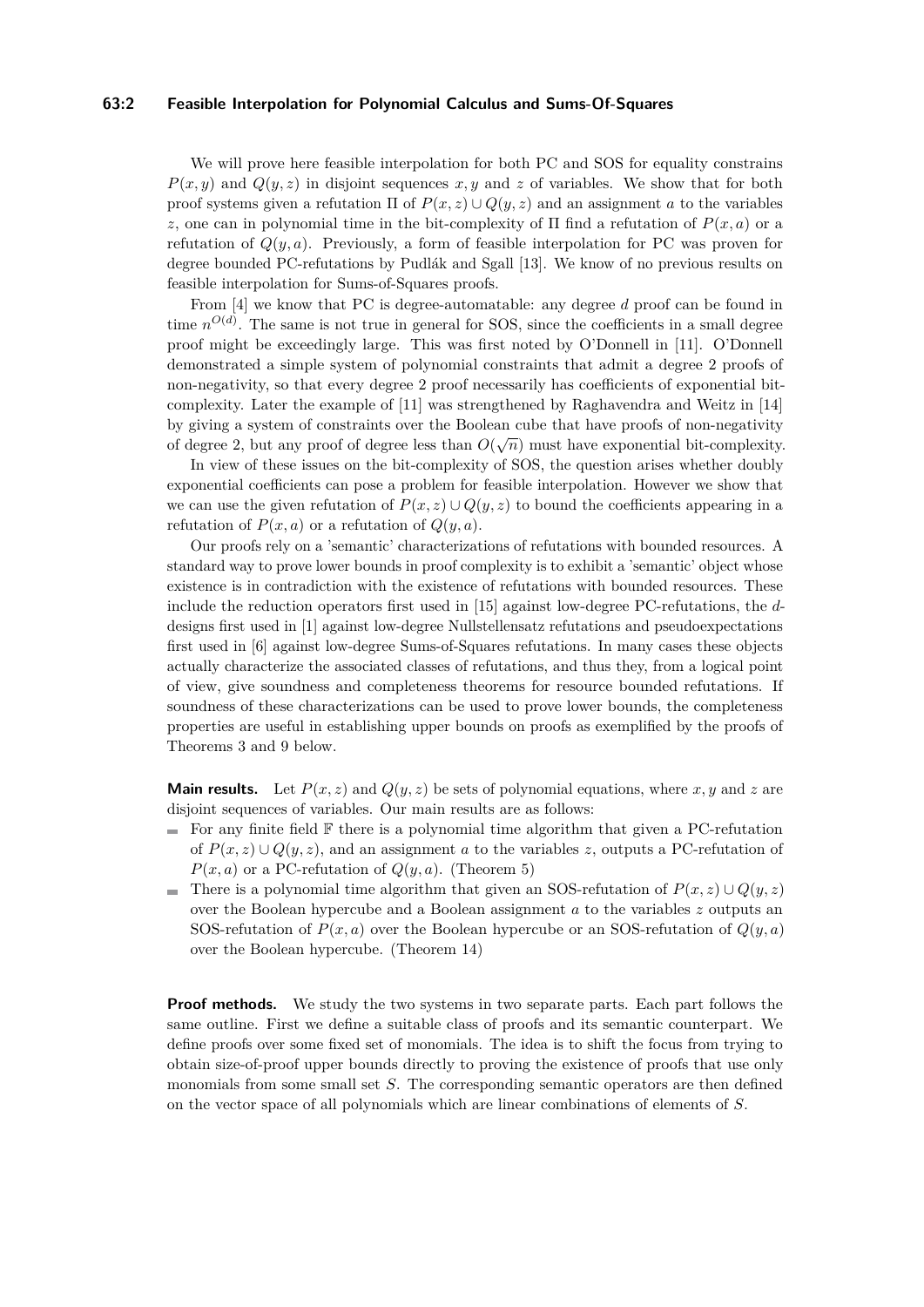We will prove here feasible interpolation for both PC and SOS for equality constrains $P(x, y)$ and $Q(y, z)$ in disjoint sequences $x, y$ and $z$ of variables. We show that for both proof systems given a refutation $\Pi$ of $P(x, z) \cup Q(y, z)$ and an assignment $a$ to the variables $z$, one can in polynomial time in the bit-complexity of $\Pi$ find a refutation of $P(x, a)$ or a refutation of $Q(y, a)$. Previously, a form of feasible interpolation for PC was proven for degree bounded PC-refutations by Pudlák and Sgall [13]. We know of no previous results on feasible interpolation for Sums-of-Squares proofs.

From [4] we know that PC is degree-automatable: any degree $d$ proof can be found in time $n^{O(d)}$. The same is not true in general for SOS, since the coefficients in a small degree proof might be exceedingly large. This was first noted by O'Donnell in [11]. O'Donnell demonstrated a simple system of polynomial constraints that admit a degree 2 proofs of non-negativity, so that every degree 2 proof necessarily has coefficients of exponential bit-complexity. Later the example of [11] was strengthened by Raghavendra and Weitz in [14] by giving a system of constraints over the Boolean cube that have proofs of non-negativity of degree 2, but any proof of degree less than $O(\sqrt{n})$ must have exponential bit-complexity.

In view of these issues on the bit-complexity of SOS, the question arises whether doubly exponential coefficients can pose a problem for feasible interpolation. However we show that we can use the given refutation of $P(x, z) \cup Q(y, z)$ to bound the coefficients appearing in a refutation of $P(x, a)$ or a refutation of $Q(y, a)$.

Our proofs rely on a 'semantic' characterizations of refutations with bounded resources. A standard way to prove lower bounds in proof complexity is to exhibit a 'semantic' object whose existence is in contradiction with the existence of refutations with bounded resources. These include the reduction operators first used in [15] against low-degree PC-refutations, the $d$-designs first used in [1] against low-degree Nullstellensatz refutations and pseudoexpectations first used in [6] against low-degree Sums-of-Squares refutations. In many cases these objects actually characterize the associated classes of refutations, and thus they, from a logical point of view, give soundness and completeness theorems for resource bounded refutations. If soundness of these characterizations can be used to prove lower bounds, the completeness properties are useful in establishing upper bounds on proofs as exemplified by the proofs of Theorems 3 and 9 below.

**Main results.** Let $P(x, z)$ and $Q(y, z)$ be sets of polynomial equations, where $x, y$ and $z$ are disjoint sequences of variables. Our main results are as follows:

- For any finite field $\mathbb{F}$ there is a polynomial time algorithm that given a PC-refutation of $P(x, z) \cup Q(y, z)$, and an assignment $a$ to the variables $z$, outputs a PC-refutation of $P(x, a)$ or a PC-refutation of $Q(y, a)$. (Theorem 5)
- There is a polynomial time algorithm that given an SOS-refutation of $P(x, z) \cup Q(y, z)$ over the Boolean hypercube and a Boolean assignment $a$ to the variables $z$ outputs an SOS-refutation of $P(x, a)$ over the Boolean hypercube or an SOS-refutation of $Q(y, a)$ over the Boolean hypercube. (Theorem 14)

**Proof methods.** We study the two systems in two separate parts. Each part follows the same outline. First we define a suitable class of proofs and its semantic counterpart. We define proofs over some fixed set of monomials. The idea is to shift the focus from trying to obtain size-of-proof upper bounds directly to proving the existence of proofs that use only monomials from some small set $S$. The corresponding semantic operators are then defined on the vector space of all polynomials which are linear combinations of elements of $S$.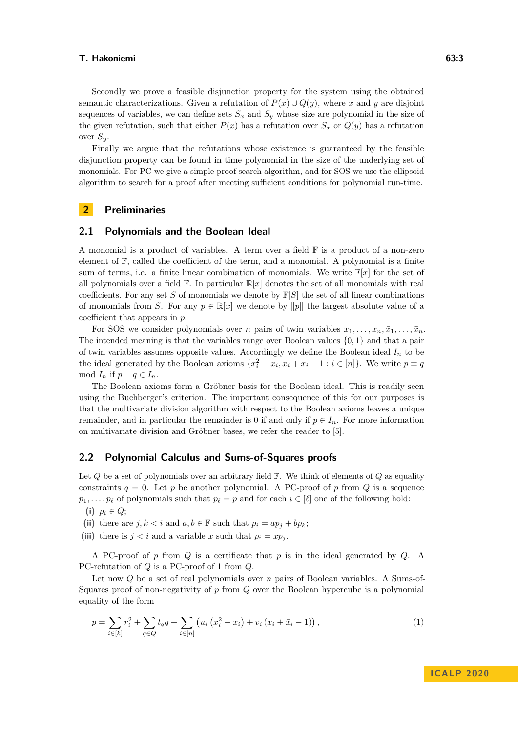Secondly we prove a feasible disjunction property for the system using the obtained semantic characterizations. Given a refutation of $P(x) \cup Q(y)$, where $x$ and $y$ are disjoint sequences of variables, we can define sets $S_x$ and $S_y$ whose size are polynomial in the size of the given refutation, such that either $P(x)$ has a refutation over $S_x$ or $Q(y)$ has a refutation over $S_y$.

Finally we argue that the refutations whose existence is guaranteed by the feasible disjunction property can be found in time polynomial in the size of the underlying set of monomials. For PC we give a simple proof search algorithm, and for SOS we use the ellipsoid algorithm to search for a proof after meeting sufficient conditions for polynomial run-time.

## 2 Preliminaries

### 2.1 Polynomials and the Boolean Ideal

A monomial is a product of variables. A term over a field $\mathbb{F}$ is a product of a non-zero element of $\mathbb{F}$, called the coefficient of the term, and a monomial. A polynomial is a finite sum of terms, i.e. a finite linear combination of monomials. We write $\mathbb{F}[x]$ for the set of all polynomials over a field $\mathbb{F}$. In particular $\mathbb{R}[x]$ denotes the set of all monomials with real coefficients. For any set $S$ of monomials we denote by $\mathbb{F}[S]$ the set of all linear combinations of monomials from $S$. For any $p \in \mathbb{R}[x]$ we denote by $\|p\|$ the largest absolute value of a coefficient that appears in $p$.

For SOS we consider polynomials over $n$ pairs of twin variables $x_1, \ldots, x_n, \bar{x}_1, \ldots, \bar{x}_n$. The intended meaning is that the variables range over Boolean values $\{0, 1\}$ and that a pair of twin variables assumes opposite values. Accordingly we define the Boolean ideal $I_n$ to be the ideal generated by the Boolean axioms $\{x_i^2 - x_i, x_i + \bar{x}_i - 1 : i \in [n]\}$. We write $p \equiv q \mod I_n$ if $p - q \in I_n$.

The Boolean axioms form a Gröbner basis for the Boolean ideal. This is readily seen using the Buchberger's criterion. The important consequence of this for our purposes is that the multivariate division algorithm with respect to the Boolean axioms leaves a unique remainder, and in particular the remainder is 0 if and only if $p \in I_n$. For more information on multivariate division and Gröbner bases, we refer the reader to [5].

### 2.2 Polynomial Calculus and Sums-of-Squares proofs

Let $Q$ be a set of polynomials over an arbitrary field $\mathbb{F}$. We think of elements of $Q$ as equality constraints $q = 0$. Let $p$ be another polynomial. A PC-proof of $p$ from $Q$ is a sequence $p_1, \ldots, p_\ell$ of polynomials such that $p_\ell = p$ and for each $i \in [\ell]$ one of the following hold:

**(i)** $p_i \in Q$;

**(ii)** there are $j, k < i$ and $a, b \in \mathbb{F}$ such that $p_i = ap_j + bp_k$;

**(iii)** there is $j < i$ and a variable $x$ such that $p_i = xp_j$.

A PC-proof of $p$ from $Q$ is a certificate that $p$ is in the ideal generated by $Q$. A PC-refutation of $Q$ is a PC-proof of 1 from $Q$.

Let now $Q$ be a set of real polynomials over $n$ pairs of Boolean variables. A Sums-of-Squares proof of non-negativity of $p$ from $Q$ over the Boolean hypercube is a polynomial equality of the form

$$p = \sum_{i \in [k]} r_i^2 + \sum_{q \in Q} t_q q + \sum_{i \in [n]} \left( u_i \left( x_i^2 - x_i \right) + v_i \left( x_i + \bar{x}_i - 1 \right) \right), \tag{1}$$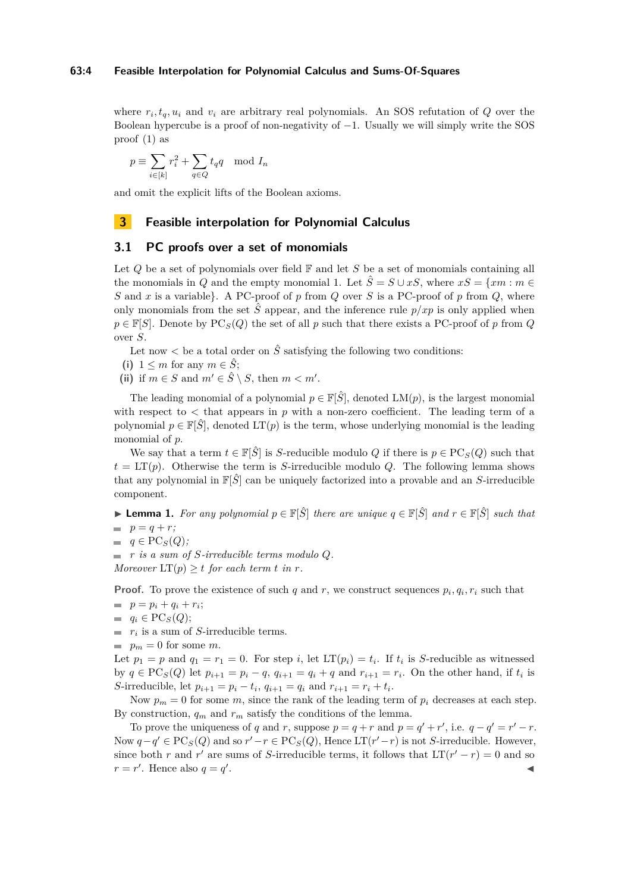where $r_i, t_q, u_i$ and $v_i$ are arbitrary real polynomials. An SOS refutation of $Q$ over the Boolean hypercube is a proof of non-negativity of $-1$. Usually we will simply write the SOS proof (1) as

$$p \equiv \sum_{i \in [k]} r_i^2 + \sum_{q \in Q} t_q q \mod I_n$$

and omit the explicit lifts of the Boolean axioms.

## 3 Feasible interpolation for Polynomial Calculus

### 3.1 PC proofs over a set of monomials

Let $Q$ be a set of polynomials over field $\mathbb{F}$ and let $S$ be a set of monomials containing all the monomials in $Q$ and the empty monomial 1. Let $\hat{S} = S \cup xS$, where $xS = \{xm : m \in S$ and $x$ is a variable$\}$. A PC-proof of $p$ from $Q$ over $S$ is a PC-proof of $p$ from $Q$, where only monomials from the set $\hat{S}$ appear, and the inference rule $p/xp$ is only applied when $p \in \mathbb{F}[S]$. Denote by $\mathrm{PC}_S(Q)$ the set of all $p$ such that there exists a PC-proof of $p$ from $Q$ over $S$.

Let now $<$ be a total order on $\hat{S}$ satisfying the following two conditions:

**(i)** $1 \leq m$ for any $m \in \hat{S}$;

**(ii)** if $m \in S$ and $m' \in \hat{S} \setminus S$, then $m < m'$.

The leading monomial of a polynomial $p \in \mathbb{F}[\hat{S}]$, denoted $\mathrm{LM}(p)$, is the largest monomial with respect to $<$ that appears in $p$ with a non-zero coefficient. The leading term of a polynomial $p \in \mathbb{F}[\hat{S}]$, denoted $\mathrm{LT}(p)$ is the term, whose underlying monomial is the leading monomial of $p$.

We say that a term $t \in \mathbb{F}[\hat{S}]$ is $S$-reducible modulo $Q$ if there is $p \in \mathrm{PC}_S(Q)$ such that $t = \mathrm{LT}(p)$. Otherwise the term is $S$-irreducible modulo $Q$. The following lemma shows that any polynomial in $\mathbb{F}[\hat{S}]$ can be uniquely factorized into a provable and an $S$-irreducible component.

▶ **Lemma 1.** *For any polynomial $p \in \mathbb{F}[\hat{S}]$ there are unique $q \in \mathbb{F}[\hat{S}]$ and $r \in \mathbb{F}[\hat{S}]$ such that*

- *$p = q + r$;*
- *$q \in \mathrm{PC}_S(Q)$;*
- *$r$ is a sum of $S$-irreducible terms modulo $Q$.*

*Moreover $\mathrm{LT}(p) \geq t$ for each term $t$ in $r$.*

**Proof.** To prove the existence of such $q$ and $r$, we construct sequences $p_i, q_i, r_i$ such that

- $p = p_i + q_i + r_i$;
- $q_i \in \mathrm{PC}_S(Q)$;
- $r_i$ is a sum of $S$-irreducible terms.
- $p_m = 0$ for some $m$.

Let $p_1 = p$ and $q_1 = r_1 = 0$. For step $i$, let $\mathrm{LT}(p_i) = t_i$. If $t_i$ is $S$-reducible as witnessed by $q \in \mathrm{PC}_S(Q)$ let $p_{i+1} = p_i - q$, $q_{i+1} = q_i + q$ and $r_{i+1} = r_i$. On the other hand, if $t_i$ is $S$-irreducible, let $p_{i+1} = p_i - t_i$, $q_{i+1} = q_i$ and $r_{i+1} = r_i + t_i$.

Now $p_m = 0$ for some $m$, since the rank of the leading term of $p_i$ decreases at each step. By construction, $q_m$ and $r_m$ satisfy the conditions of the lemma.

To prove the uniqueness of $q$ and $r$, suppose $p = q + r$ and $p = q' + r'$, i.e. $q - q' = r' - r$. Now $q - q' \in \mathrm{PC}_S(Q)$ and so $r' - r \in \mathrm{PC}_S(Q)$, Hence $\mathrm{LT}(r' - r)$ is not $S$-irreducible. However, since both $r$ and $r'$ are sums of $S$-irreducible terms, it follows that $\mathrm{LT}(r' - r) = 0$ and so $r = r'$. Hence also $q = q'$. ◀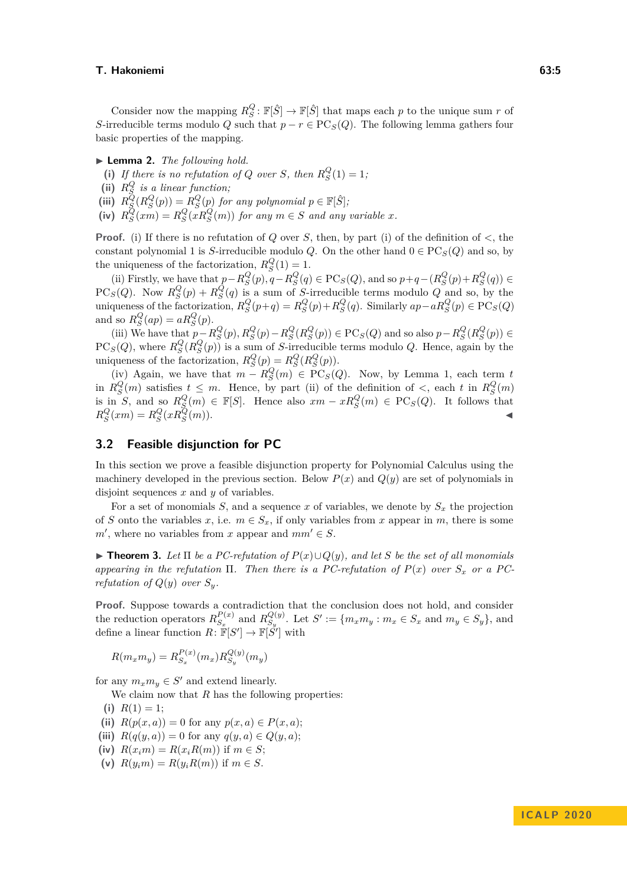Consider now the mapping $R^Q_S \colon \mathbb{F}[\hat{S}] \to \mathbb{F}[\hat{S}]$ that maps each $p$ to the unique sum $r$ of $S$-irreducible terms modulo $Q$ such that $p - r \in \mathrm{PC}_S(Q)$. The following lemma gathers four basic properties of the mapping.

▶ **Lemma 2.** *The following hold.*

**(i)** *If there is no refutation of $Q$ over $S$, then $R^Q_S(1) = 1$;*
**(ii)** *$R^Q_S$ is a linear function;*
**(iii)** *$R^Q_S(R^Q_S(p)) = R^Q_S(p)$ for any polynomial $p \in \mathbb{F}[\hat{S}]$;*
**(iv)** *$R^Q_S(xm) = R^Q_S(xR^Q_S(m))$ for any $m \in S$ and any variable $x$.*

**Proof.** (i) If there is no refutation of $Q$ over $S$, then, by part (i) of the definition of $<$, the constant polynomial 1 is $S$-irreducible modulo $Q$. On the other hand $0 \in \mathrm{PC}_S(Q)$ and so, by the uniqueness of the factorization, $R^Q_S(1) = 1$.

(ii) Firstly, we have that $p - R^Q_S(p), q - R^Q_S(q) \in \mathrm{PC}_S(Q)$, and so $p + q - (R^Q_S(p) + R^Q_S(q)) \in \mathrm{PC}_S(Q)$. Now $R^Q_S(p) + R^Q_S(q)$ is a sum of $S$-irreducible terms modulo $Q$ and so, by the uniqueness of the factorization, $R^Q_S(p+q) = R^Q_S(p) + R^Q_S(q)$. Similarly $ap - aR^Q_S(p) \in \mathrm{PC}_S(Q)$ and so $R^Q_S(ap) = aR^Q_S(p)$.

(iii) We have that $p - R^Q_S(p), R^Q_S(p) - R^Q_S(R^Q_S(p)) \in \mathrm{PC}_S(Q)$ and so also $p - R^Q_S(R^Q_S(p)) \in \mathrm{PC}_S(Q)$, where $R^Q_S(R^Q_S(p))$ is a sum of $S$-irreducible terms modulo $Q$. Hence, again by the uniqueness of the factorization, $R^Q_S(p) = R^Q_S(R^Q_S(p))$.

(iv) Again, we have that $m - R^Q_S(m) \in \mathrm{PC}_S(Q)$. Now, by Lemma 1, each term $t$ in $R^Q_S(m)$ satisfies $t \leq m$. Hence, by part (ii) of the definition of $<$, each $t$ in $R^Q_S(m)$ is in $S$, and so $R^Q_S(m) \in \mathbb{F}[S]$. Hence also $xm - xR^Q_S(m) \in \mathrm{PC}_S(Q)$. It follows that $R^Q_S(xm) = R^Q_S(xR^Q_S(m))$. ◀

## 3.2 Feasible disjunction for PC

In this section we prove a feasible disjunction property for Polynomial Calculus using the machinery developed in the previous section. Below $P(x)$ and $Q(y)$ are set of polynomials in disjoint sequences $x$ and $y$ of variables.

For a set of monomials $S$, and a sequence $x$ of variables, we denote by $S_x$ the projection of $S$ onto the variables $x$, i.e. $m \in S_x$, if only variables from $x$ appear in $m$, there is some $m'$, where no variables from $x$ appear and $mm' \in S$.

▶ **Theorem 3.** *Let $\Pi$ be a PC-refutation of $P(x) \cup Q(y)$, and let $S$ be the set of all monomials appearing in the refutation $\Pi$. Then there is a PC-refutation of $P(x)$ over $S_x$ or a PC-refutation of $Q(y)$ over $S_y$.*

**Proof.** Suppose towards a contradiction that the conclusion does not hold, and consider the reduction operators $R^{P(x)}_{S_x}$ and $R^{Q(y)}_{S_y}$. Let $S' := \{m_x m_y : m_x \in S_x \text{ and } m_y \in S_y\}$, and define a linear function $R \colon \mathbb{F}[S'] \to \mathbb{F}[S']$ with

$$R(m_x m_y) = R^{P(x)}_{S_x}(m_x) R^{Q(y)}_{S_y}(m_y)$$

for any $m_x m_y \in S'$ and extend linearly.

We claim now that $R$ has the following properties:

**(i)** $R(1) = 1$;
**(ii)** $R(p(x, a)) = 0$ for any $p(x, a) \in P(x, a)$;
**(iii)** $R(q(y, a)) = 0$ for any $q(y, a) \in Q(y, a)$;
**(iv)** $R(x_i m) = R(x_i R(m))$ if $m \in S$;
**(v)** $R(y_i m) = R(y_i R(m))$ if $m \in S$.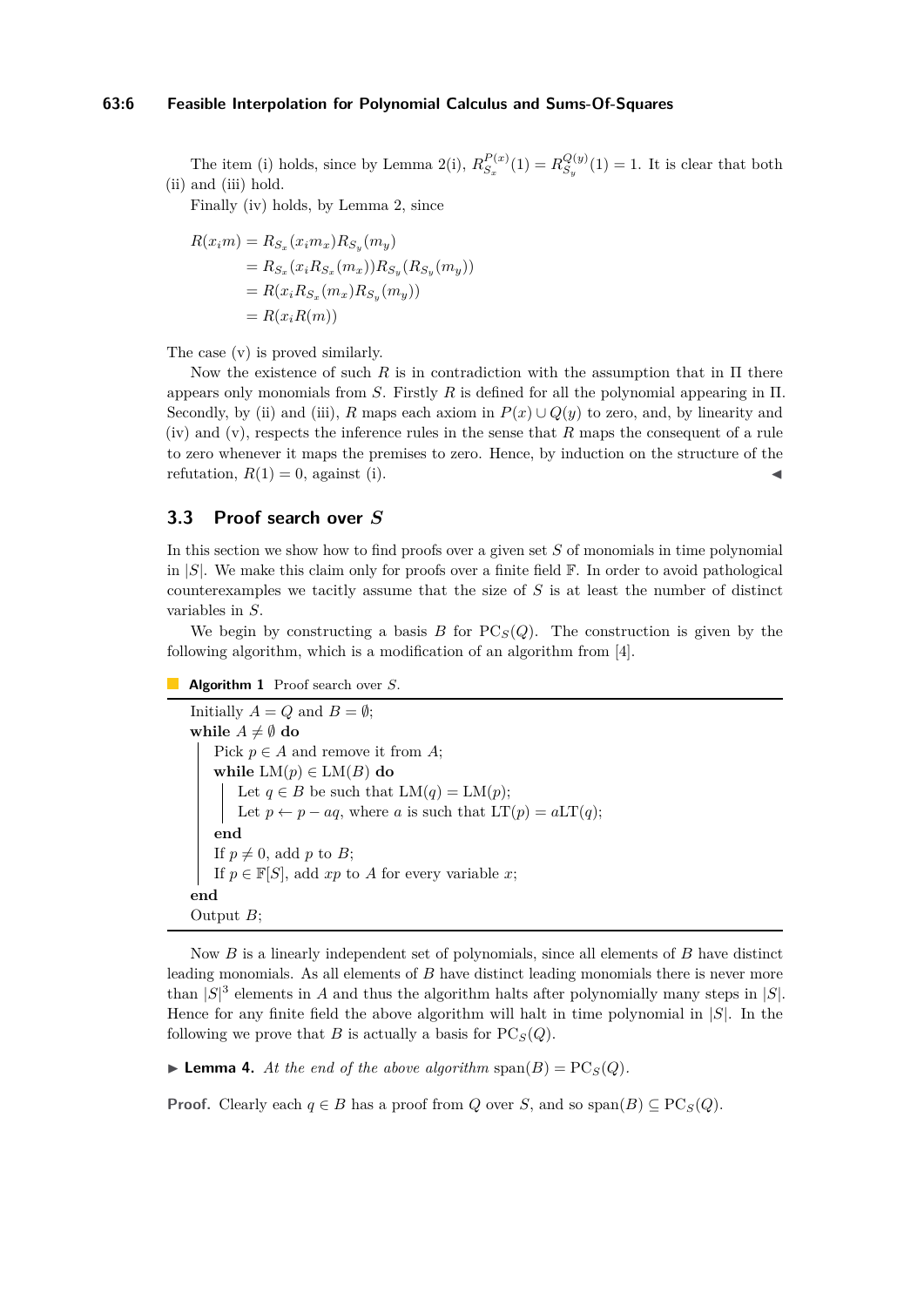The item (i) holds, since by Lemma 2(i), $R^{P(x)}_{S_x}(1) = R^{Q(y)}_{S_y}(1) = 1$. It is clear that both (ii) and (iii) hold.

Finally (iv) holds, by Lemma 2, since

$$
\begin{aligned}
R(x_i m) &= R_{S_x}(x_i m_x) R_{S_y}(m_y) \\
&= R_{S_x}(x_i R_{S_x}(m_x)) R_{S_y}(R_{S_y}(m_y)) \\
&= R(x_i R_{S_x}(m_x) R_{S_y}(m_y)) \\
&= R(x_i R(m))
\end{aligned}
$$

The case (v) is proved similarly.

Now the existence of such $R$ is in contradiction with the assumption that in $\Pi$ there appears only monomials from $S$. Firstly $R$ is defined for all the polynomial appearing in $\Pi$. Secondly, by (ii) and (iii), $R$ maps each axiom in $P(x) \cup Q(y)$ to zero, and, by linearity and (iv) and (v), respects the inference rules in the sense that $R$ maps the consequent of a rule to zero whenever it maps the premises to zero. Hence, by induction on the structure of the refutation, $R(1) = 0$, against (i). ◀

## 3.3 Proof search over $S$

In this section we show how to find proofs over a given set $S$ of monomials in time polynomial in $|S|$. We make this claim only for proofs over a finite field $\mathbb{F}$. In order to avoid pathological counterexamples we tacitly assume that the size of $S$ is at least the number of distinct variables in $S$.

We begin by constructing a basis $B$ for $\mathrm{PC}_S(Q)$. The construction is given by the following algorithm, which is a modification of an algorithm from [4].

**Algorithm 1** Proof search over $S$.

```
Initially A = Q and B = ∅;
while A ≠ ∅ do
    Pick p ∈ A and remove it from A;
    while LM(p) ∈ LM(B) do
        Let q ∈ B be such that LM(q) = LM(p);
        Let p ← p − aq, where a is such that LT(p) = aLT(q);
    end
    If p ≠ 0, add p to B;
    If p ∈ F[S], add xp to A for every variable x;
end
Output B;
```

Now $B$ is a linearly independent set of polynomials, since all elements of $B$ have distinct leading monomials. As all elements of $B$ have distinct leading monomials there is never more than $|S|^3$ elements in $A$ and thus the algorithm halts after polynomially many steps in $|S|$. Hence for any finite field the above algorithm will halt in time polynomial in $|S|$. In the following we prove that $B$ is actually a basis for $\mathrm{PC}_S(Q)$.

▶ **Lemma 4.** *At the end of the above algorithm* $\mathrm{span}(B) = \mathrm{PC}_S(Q)$.

**Proof.** Clearly each $q \in B$ has a proof from $Q$ over $S$, and so $\mathrm{span}(B) \subseteq \mathrm{PC}_S(Q)$.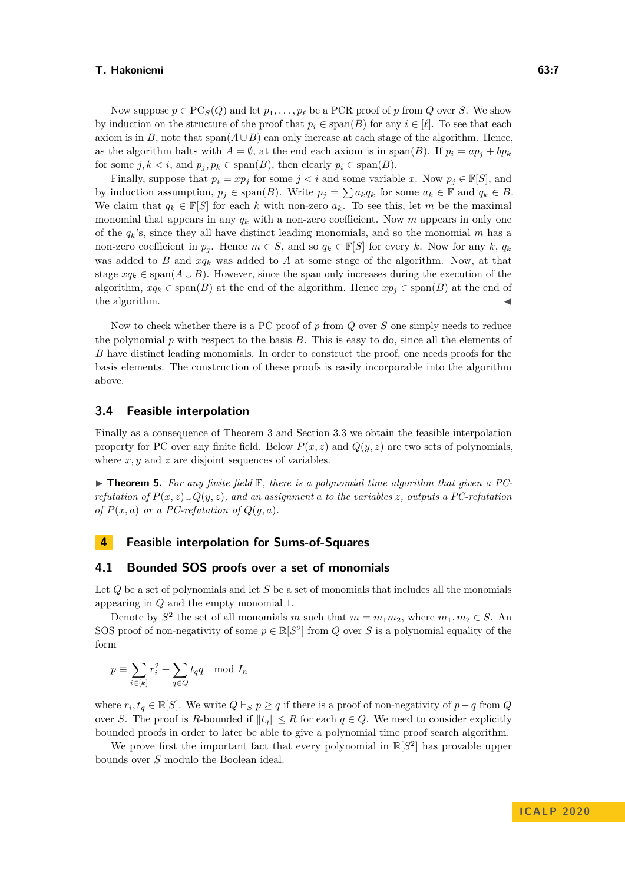Now suppose $p \in \mathrm{PC}_S(Q)$ and let $p_1, \dots, p_\ell$ be a PCR proof of $p$ from $Q$ over $S$. We show by induction on the structure of the proof that $p_i \in \mathrm{span}(B)$ for any $i \in [\ell]$. To see that each axiom is in $B$, note that $\mathrm{span}(A \cup B)$ can only increase at each stage of the algorithm. Hence, as the algorithm halts with $A = \emptyset$, at the end each axiom is in $\mathrm{span}(B)$. If $p_i = ap_j + bp_k$ for some $j, k < i$, and $p_j, p_k \in \mathrm{span}(B)$, then clearly $p_i \in \mathrm{span}(B)$.

Finally, suppose that $p_i = xp_j$ for some $j < i$ and some variable $x$. Now $p_j \in \mathbb{F}[S]$, and by induction assumption, $p_j \in \mathrm{span}(B)$. Write $p_j = \sum a_k q_k$ for some $a_k \in \mathbb{F}$ and $q_k \in B$. We claim that $q_k \in \mathbb{F}[S]$ for each $k$ with non-zero $a_k$. To see this, let $m$ be the maximal monomial that appears in any $q_k$ with a non-zero coefficient. Now $m$ appears in only one of the $q_k$'s, since they all have distinct leading monomials, and so the monomial $m$ has a non-zero coefficient in $p_j$. Hence $m \in S$, and so $q_k \in \mathbb{F}[S]$ for every $k$. Now for any $k$, $q_k$ was added to $B$ and $xq_k$ was added to $A$ at some stage of the algorithm. Now, at that stage $xq_k \in \mathrm{span}(A \cup B)$. However, since the span only increases during the execution of the algorithm, $xq_k \in \mathrm{span}(B)$ at the end of the algorithm. Hence $xp_j \in \mathrm{span}(B)$ at the end of the algorithm. ◀

Now to check whether there is a PC proof of $p$ from $Q$ over $S$ one simply needs to reduce the polynomial $p$ with respect to the basis $B$. This is easy to do, since all the elements of $B$ have distinct leading monomials. In order to construct the proof, one needs proofs for the basis elements. The construction of these proofs is easily incorporable into the algorithm above.

### 3.4 Feasible interpolation

Finally as a consequence of Theorem 3 and Section 3.3 we obtain the feasible interpolation property for PC over any finite field. Below $P(x, z)$ and $Q(y, z)$ are two sets of polynomials, where $x, y$ and $z$ are disjoint sequences of variables.

▶ **Theorem 5.** *For any finite field $\mathbb{F}$, there is a polynomial time algorithm that given a PC-refutation of $P(x, z) \cup Q(y, z)$, and an assignment $a$ to the variables $z$, outputs a PC-refutation of $P(x, a)$ or a PC-refutation of $Q(y, a)$.*

## 4 Feasible interpolation for Sums-of-Squares

### 4.1 Bounded SOS proofs over a set of monomials

Let $Q$ be a set of polynomials and let $S$ be a set of monomials that includes all the monomials appearing in $Q$ and the empty monomial 1.

Denote by $S^2$ the set of all monomials $m$ such that $m = m_1 m_2$, where $m_1, m_2 \in S$. An SOS proof of non-negativity of some $p \in \mathbb{R}[S^2]$ from $Q$ over $S$ is a polynomial equality of the form

$$p \equiv \sum_{i \in [k]} r_i^2 + \sum_{q \in Q} t_q q \mod I_n$$

where $r_i, t_q \in \mathbb{R}[S]$. We write $Q \vdash_S p \geq q$ if there is a proof of non-negativity of $p - q$ from $Q$ over $S$. The proof is $R$-bounded if $\|t_q\| \leq R$ for each $q \in Q$. We need to consider explicitly bounded proofs in order to later be able to give a polynomial time proof search algorithm.

We prove first the important fact that every polynomial in $\mathbb{R}[S^2]$ has provable upper bounds over $S$ modulo the Boolean ideal.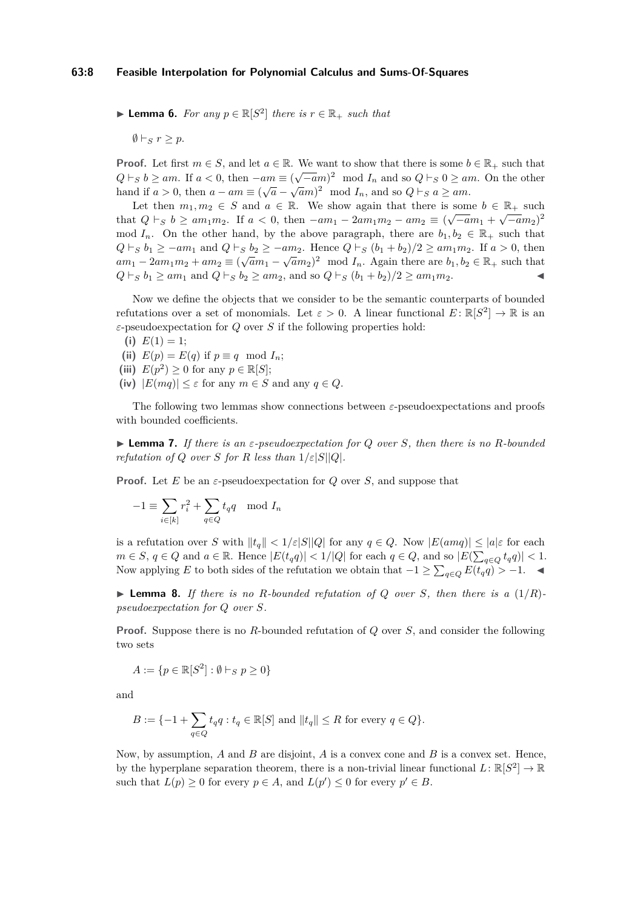▶ **Lemma 6.** *For any $p \in \mathbb{R}[S^2]$ there is $r \in \mathbb{R}_+$ such that*

$\emptyset \vdash_S r \geq p.$

**Proof.** Let first $m \in S$, and let $a \in \mathbb{R}$. We want to show that there is some $b \in \mathbb{R}_+$ such that $Q \vdash_S b \geq am$. If $a < 0$, then $-am \equiv (\sqrt{-a}m)^2 \mod I_n$ and so $Q \vdash_S 0 \geq am$. On the other hand if $a > 0$, then $a - am \equiv (\sqrt{a} - \sqrt{a}m)^2 \mod I_n$, and so $Q \vdash_S a \geq am$.

Let then $m_1, m_2 \in S$ and $a \in \mathbb{R}$. We show again that there is some $b \in \mathbb{R}_+$ such that $Q \vdash_S b \geq am_1m_2$. If $a < 0$, then $-am_1 - 2am_1m_2 - am_2 \equiv (\sqrt{-a}m_1 + \sqrt{-a}m_2)^2 \mod I_n$. On the other hand, by the above paragraph, there are $b_1, b_2 \in \mathbb{R}_+$ such that $Q \vdash_S b_1 \geq -am_1$ and $Q \vdash_S b_2 \geq -am_2$. Hence $Q \vdash_S (b_1 + b_2)/2 \geq am_1m_2$. If $a > 0$, then $am_1 - 2am_1m_2 + am_2 \equiv (\sqrt{a}m_1 - \sqrt{a}m_2)^2 \mod I_n$. Again there are $b_1, b_2 \in \mathbb{R}_+$ such that $Q \vdash_S b_1 \geq am_1$ and $Q \vdash_S b_2 \geq am_2$, and so $Q \vdash_S (b_1 + b_2)/2 \geq am_1m_2$. ◀

Now we define the objects that we consider to be the semantic counterparts of bounded refutations over a set of monomials. Let $\varepsilon > 0$. A linear functional $E \colon \mathbb{R}[S^2] \to \mathbb{R}$ is an $\varepsilon$-pseudoexpectation for $Q$ over $S$ if the following properties hold:

**(i)** $E(1) = 1$;
**(ii)** $E(p) = E(q)$ if $p \equiv q \mod I_n$;
**(iii)** $E(p^2) \geq 0$ for any $p \in \mathbb{R}[S]$;
**(iv)** $|E(mq)| \leq \varepsilon$ for any $m \in S$ and any $q \in Q$.

The following two lemmas show connections between $\varepsilon$-pseudoexpectations and proofs with bounded coefficients.

▶ **Lemma 7.** *If there is an $\varepsilon$-pseudoexpectation for $Q$ over $S$, then there is no $R$-bounded refutation of $Q$ over $S$ for $R$ less than $1/\varepsilon|S||Q|$.*

**Proof.** Let $E$ be an $\varepsilon$-pseudoexpectation for $Q$ over $S$, and suppose that

$$-1 \equiv \sum_{i \in [k]} r_i^2 + \sum_{q \in Q} t_q q \mod I_n$$

is a refutation over $S$ with $\|t_q\| < 1/\varepsilon|S||Q|$ for any $q \in Q$. Now $|E(amq)| \leq |a|\varepsilon$ for each $m \in S$, $q \in Q$ and $a \in \mathbb{R}$. Hence $|E(t_q q)| < 1/|Q|$ for each $q \in Q$, and so $|E(\sum_{q \in Q} t_q q)| < 1$. Now applying $E$ to both sides of the refutation we obtain that $-1 \geq \sum_{q \in Q} E(t_q q) > -1$. ◀

▶ **Lemma 8.** *If there is no $R$-bounded refutation of $Q$ over $S$, then there is a $(1/R)$-pseudoexpectation for $Q$ over $S$.*

**Proof.** Suppose there is no $R$-bounded refutation of $Q$ over $S$, and consider the following two sets

$$A := \{p \in \mathbb{R}[S^2] : \emptyset \vdash_S p \geq 0\}$$

and

$$B := \{-1 + \sum_{q \in Q} t_q q : t_q \in \mathbb{R}[S] \text{ and } \|t_q\| \leq R \text{ for every } q \in Q\}.$$

Now, by assumption, $A$ and $B$ are disjoint, $A$ is a convex cone and $B$ is a convex set. Hence, by the hyperplane separation theorem, there is a non-trivial linear functional $L \colon \mathbb{R}[S^2] \to \mathbb{R}$ such that $L(p) \geq 0$ for every $p \in A$, and $L(p') \leq 0$ for every $p' \in B$.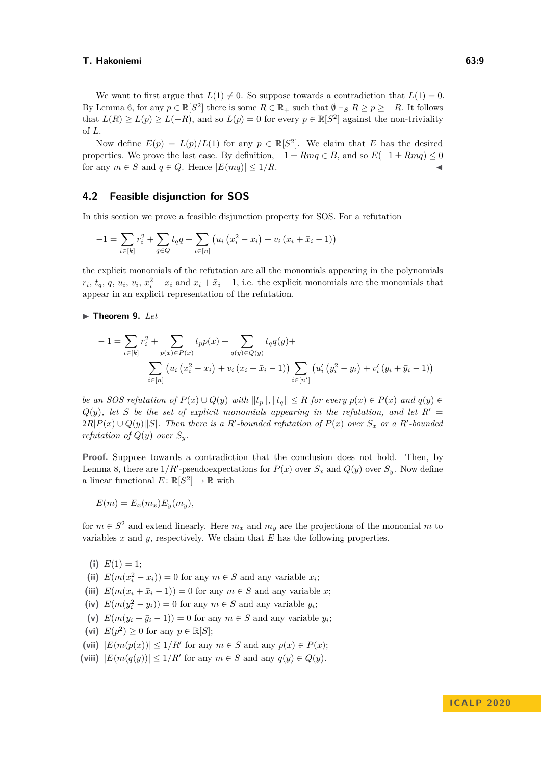We want to first argue that $L(1) \neq 0$. So suppose towards a contradiction that $L(1) = 0$. By Lemma 6, for any $p \in \mathbb{R}[S^2]$ there is some $R \in \mathbb{R}_+$ such that $\emptyset \vdash_S R \geq p \geq -R$. It follows that $L(R) \geq L(p) \geq L(-R)$, and so $L(p) = 0$ for every $p \in \mathbb{R}[S^2]$ against the non-triviality of $L$.

Now define $E(p) = L(p)/L(1)$ for any $p \in \mathbb{R}[S^2]$. We claim that $E$ has the desired properties. We prove the last case. By definition, $-1 \pm Rmq \in B$, and so $E(-1 \pm Rmq) \leq 0$ for any $m \in S$ and $q \in Q$. Hence $|E(mq)| \leq 1/R$. ◀

## 4.2 Feasible disjunction for SOS

In this section we prove a feasible disjunction property for SOS. For a refutation

$$-1 = \sum_{i \in [k]} r_i^2 + \sum_{q \in Q} t_q q + \sum_{i \in [n]} \left(u_i \left(x_i^2 - x_i\right) + v_i \left(x_i + \bar{x}_i - 1\right)\right)$$

the explicit monomials of the refutation are all the monomials appearing in the polynomials $r_i$, $t_q$, $q$, $u_i$, $v_i$, $x_i^2 - x_i$ and $x_i + \bar{x}_i - 1$, i.e. the explicit monomials are the monomials that appear in an explicit representation of the refutation.

▶ **Theorem 9.** *Let*

$$-1 = \sum_{i \in [k]} r_i^2 + \sum_{p(x) \in P(x)} t_p p(x) + \sum_{q(y) \in Q(y)} t_q q(y) + \sum_{i \in [n]} \left(u_i \left(x_i^2 - x_i\right) + v_i \left(x_i + \bar{x}_i - 1\right)\right) \sum_{i \in [n']} \left(u'_i \left(y_i^2 - y_i\right) + v'_i \left(y_i + \bar{y}_i - 1\right)\right)$$

*be an SOS refutation of $P(x) \cup Q(y)$ with $\|t_p\|, \|t_q\| \leq R$ for every $p(x) \in P(x)$ and $q(y) \in Q(y)$, let $S$ be the set of explicit monomials appearing in the refutation, and let $R' = 2R|P(x) \cup Q(y)||S|$. Then there is a $R'$-bounded refutation of $P(x)$ over $S_x$ or a $R'$-bounded refutation of $Q(y)$ over $S_y$.*

**Proof.** Suppose towards a contradiction that the conclusion does not hold. Then, by Lemma 8, there are $1/R'$-pseudoexpectations for $P(x)$ over $S_x$ and $Q(y)$ over $S_y$. Now define a linear functional $E \colon \mathbb{R}[S^2] \to \mathbb{R}$ with

$$E(m) = E_x(m_x)E_y(m_y),$$

for $m \in S^2$ and extend linearly. Here $m_x$ and $m_y$ are the projections of the monomial $m$ to variables $x$ and $y$, respectively. We claim that $E$ has the following properties.

- **(i)** $E(1) = 1$;
- **(ii)** $E(m(x_i^2 - x_i)) = 0$ for any $m \in S$ and any variable $x_i$;
- **(iii)** $E(m(x_i + \bar{x}_i - 1)) = 0$ for any $m \in S$ and any variable $x$;
- **(iv)** $E(m(y_i^2 - y_i)) = 0$ for any $m \in S$ and any variable $y_i$;
- **(v)** $E(m(y_i + \bar{y}_i - 1)) = 0$ for any $m \in S$ and any variable $y_i$;
- **(vi)** $E(p^2) \geq 0$ for any $p \in \mathbb{R}[S]$;
- **(vii)** $|E(m(p(x))| \leq 1/R'$ for any $m \in S$ and any $p(x) \in P(x)$;
- **(viii)** $|E(m(q(y))| \leq 1/R'$ for any $m \in S$ and any $q(y) \in Q(y)$.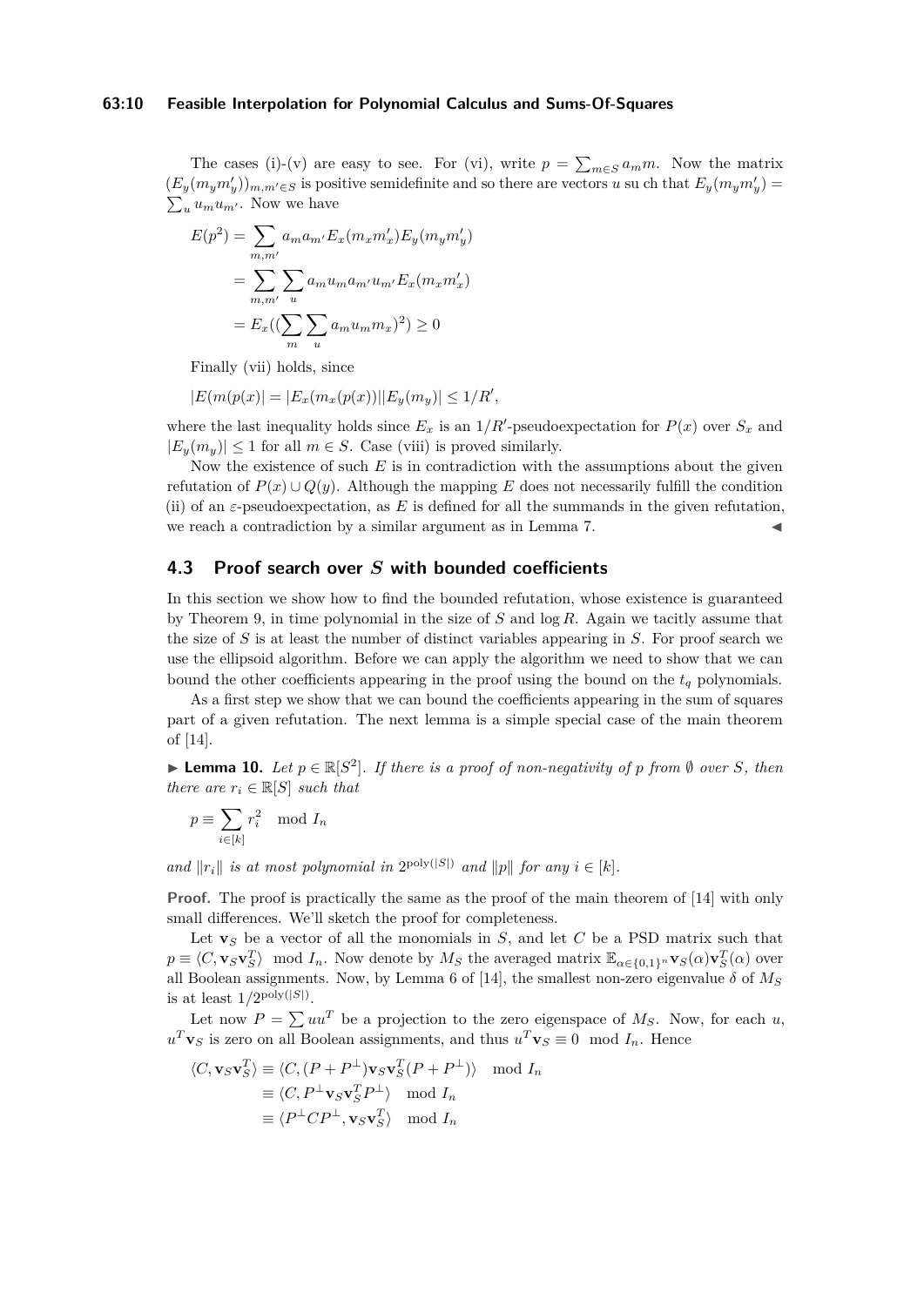The cases (i)-(v) are easy to see. For (vi), write $p = \sum_{m \in S} a_m m$. Now the matrix $(E_y(m_y m'_y))_{m,m' \in S}$ is positive semidefinite and so there are vectors $u$ su ch that $E_y(m_y m'_y) = \sum_u u_m u_{m'}$. Now we have

$$
\begin{aligned}
E(p^2) &= \sum_{m,m'} a_m a_{m'} E_x(m_x m'_x) E_y(m_y m'_y) \\
&= \sum_{m,m'} \sum_u a_m u_m a_{m'} u_{m'} E_x(m_x m'_x) \\
&= E_x((\sum_m \sum_u a_m u_m m_x)^2) \geq 0
\end{aligned}
$$

Finally (vii) holds, since

$$
|E(m(p(x)| = |E_x(m_x(p(x))||E_y(m_y)| \leq 1/R',
$$

where the last inequality holds since $E_x$ is an $1/R'$-pseudoexpectation for $P(x)$ over $S_x$ and $|E_y(m_y)| \leq 1$ for all $m \in S$. Case (viii) is proved similarly.

Now the existence of such $E$ is in contradiction with the assumptions about the given refutation of $P(x) \cup Q(y)$. Although the mapping $E$ does not necessarily fulfill the condition (ii) of an $\varepsilon$-pseudoexpectation, as $E$ is defined for all the summands in the given refutation, we reach a contradiction by a similar argument as in Lemma 7. ◀

## 4.3 Proof search over $S$ with bounded coefficients

In this section we show how to find the bounded refutation, whose existence is guaranteed by Theorem 9, in time polynomial in the size of $S$ and $\log R$. Again we tacitly assume that the size of $S$ is at least the number of distinct variables appearing in $S$. For proof search we use the ellipsoid algorithm. Before we can apply the algorithm we need to show that we can bound the other coefficients appearing in the proof using the bound on the $t_q$ polynomials.

As a first step we show that we can bound the coefficients appearing in the sum of squares part of a given refutation. The next lemma is a simple special case of the main theorem of [14].

▶ **Lemma 10.** *Let $p \in \mathbb{R}[S^2]$. If there is a proof of non-negativity of $p$ from $\emptyset$ over $S$, then there are $r_i \in \mathbb{R}[S]$ such that*

$$
p \equiv \sum_{i \in [k]} r_i^2 \mod I_n
$$

*and $\|r_i\|$ is at most polynomial in $2^{\mathrm{poly}(|S|)}$ and $\|p\|$ for any $i \in [k]$.*

**Proof.** The proof is practically the same as the proof of the main theorem of [14] with only small differences. We'll sketch the proof for completeness.

Let $\mathbf{v}_S$ be a vector of all the monomials in $S$, and let $C$ be a PSD matrix such that $p \equiv \langle C, \mathbf{v}_S \mathbf{v}_S^T \rangle \mod I_n$. Now denote by $M_S$ the averaged matrix $\mathbb{E}_{\alpha \in \{0,1\}^n} \mathbf{v}_S(\alpha) \mathbf{v}_S^T(\alpha)$ over all Boolean assignments. Now, by Lemma 6 of [14], the smallest non-zero eigenvalue $\delta$ of $M_S$ is at least $1/2^{\mathrm{poly}(|S|)}$.

Let now $P = \sum u u^T$ be a projection to the zero eigenspace of $M_S$. Now, for each $u$, $u^T \mathbf{v}_S$ is zero on all Boolean assignments, and thus $u^T \mathbf{v}_S \equiv 0 \mod I_n$. Hence

$$
\begin{aligned}
\langle C, \mathbf{v}_S \mathbf{v}_S^T \rangle &\equiv \langle C, (P + P^\perp) \mathbf{v}_S \mathbf{v}_S^T (P + P^\perp) \rangle \mod I_n \\
&\equiv \langle C, P^\perp \mathbf{v}_S \mathbf{v}_S^T P^\perp \rangle \mod I_n \\
&\equiv \langle P^\perp C P^\perp, \mathbf{v}_S \mathbf{v}_S^T \rangle \mod I_n
\end{aligned}
$$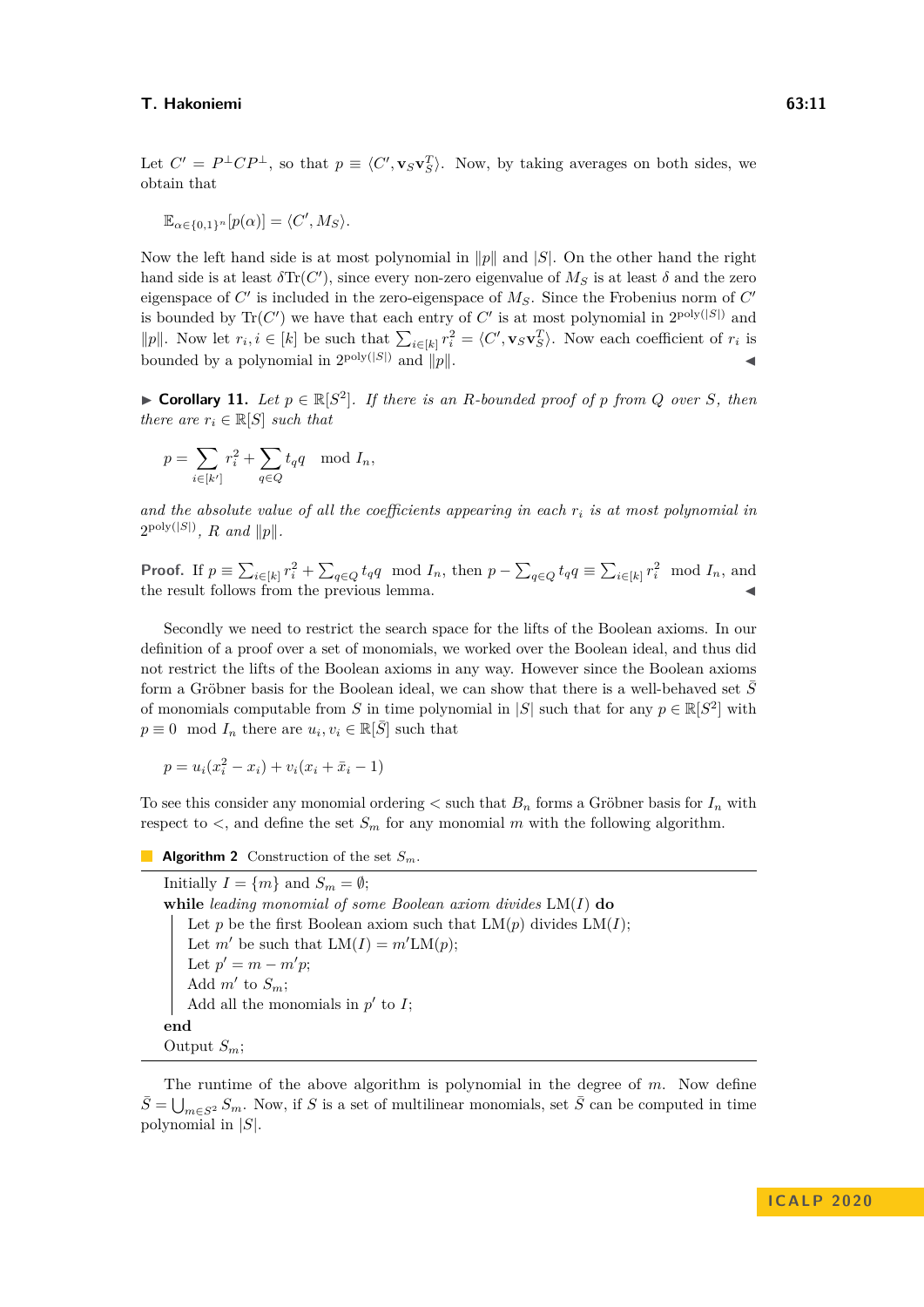Let $C' = P^\perp C P^\perp$, so that $p \equiv \langle C', \mathbf{v}_S \mathbf{v}_S^T \rangle$. Now, by taking averages on both sides, we obtain that

$$\mathbb{E}_{\alpha \in \{0,1\}^n}[p(\alpha)] = \langle C', M_S \rangle.$$

Now the left hand side is at most polynomial in $\|p\|$ and $|S|$. On the other hand the right hand side is at least $\delta \mathrm{Tr}(C')$, since every non-zero eigenvalue of $M_S$ is at least $\delta$ and the zero eigenspace of $C'$ is included in the zero-eigenspace of $M_S$. Since the Frobenius norm of $C'$ is bounded by $\mathrm{Tr}(C')$ we have that each entry of $C'$ is at most polynomial in $2^{\mathrm{poly}(|S|)}$ and $\|p\|$. Now let $r_i, i \in [k]$ be such that $\sum_{i \in [k]} r_i^2 = \langle C', \mathbf{v}_S \mathbf{v}_S^T \rangle$. Now each coefficient of $r_i$ is bounded by a polynomial in $2^{\mathrm{poly}(|S|)}$ and $\|p\|$. ◀

▶ **Corollary 11.** *Let $p \in \mathbb{R}[S^2]$. If there is an $R$-bounded proof of $p$ from $Q$ over $S$, then there are $r_i \in \mathbb{R}[S]$ such that*

$$p = \sum_{i \in [k']} r_i^2 + \sum_{q \in Q} t_q q \mod I_n,$$

*and the absolute value of all the coefficients appearing in each $r_i$ is at most polynomial in $2^{\mathrm{poly}(|S|)}$, $R$ and $\|p\|$.*

**Proof.** If $p \equiv \sum_{i \in [k]} r_i^2 + \sum_{q \in Q} t_q q \mod I_n$, then $p - \sum_{q \in Q} t_q q \equiv \sum_{i \in [k]} r_i^2 \mod I_n$, and the result follows from the previous lemma. ◀

Secondly we need to restrict the search space for the lifts of the Boolean axioms. In our definition of a proof over a set of monomials, we worked over the Boolean ideal, and thus did not restrict the lifts of the Boolean axioms in any way. However since the Boolean axioms form a Gröbner basis for the Boolean ideal, we can show that there is a well-behaved set $\bar{S}$ of monomials computable from $S$ in time polynomial in $|S|$ such that for any $p \in \mathbb{R}[S^2]$ with $p \equiv 0 \mod I_n$ there are $u_i, v_i \in \mathbb{R}[\bar{S}]$ such that

$$p = u_i(x_i^2 - x_i) + v_i(x_i + \bar{x}_i - 1)$$

To see this consider any monomial ordering $<$ such that $B_n$ forms a Gröbner basis for $I_n$ with respect to $<$, and define the set $S_m$ for any monomial $m$ with the following algorithm.

**Algorithm 2** Construction of the set $S_m$.

```
Initially I = {m} and S_m = ∅;
while leading monomial of some Boolean axiom divides LM(I) do
    Let p be the first Boolean axiom such that LM(p) divides LM(I);
    Let m' be such that LM(I) = m'LM(p);
    Let p' = m − m'p;
    Add m' to S_m;
    Add all the monomials in p' to I;
end
Output S_m;
```

The runtime of the above algorithm is polynomial in the degree of $m$. Now define $\bar{S} = \bigcup_{m \in S^2} S_m$. Now, if $S$ is a set of multilinear monomials, set $\bar{S}$ can be computed in time polynomial in $|S|$.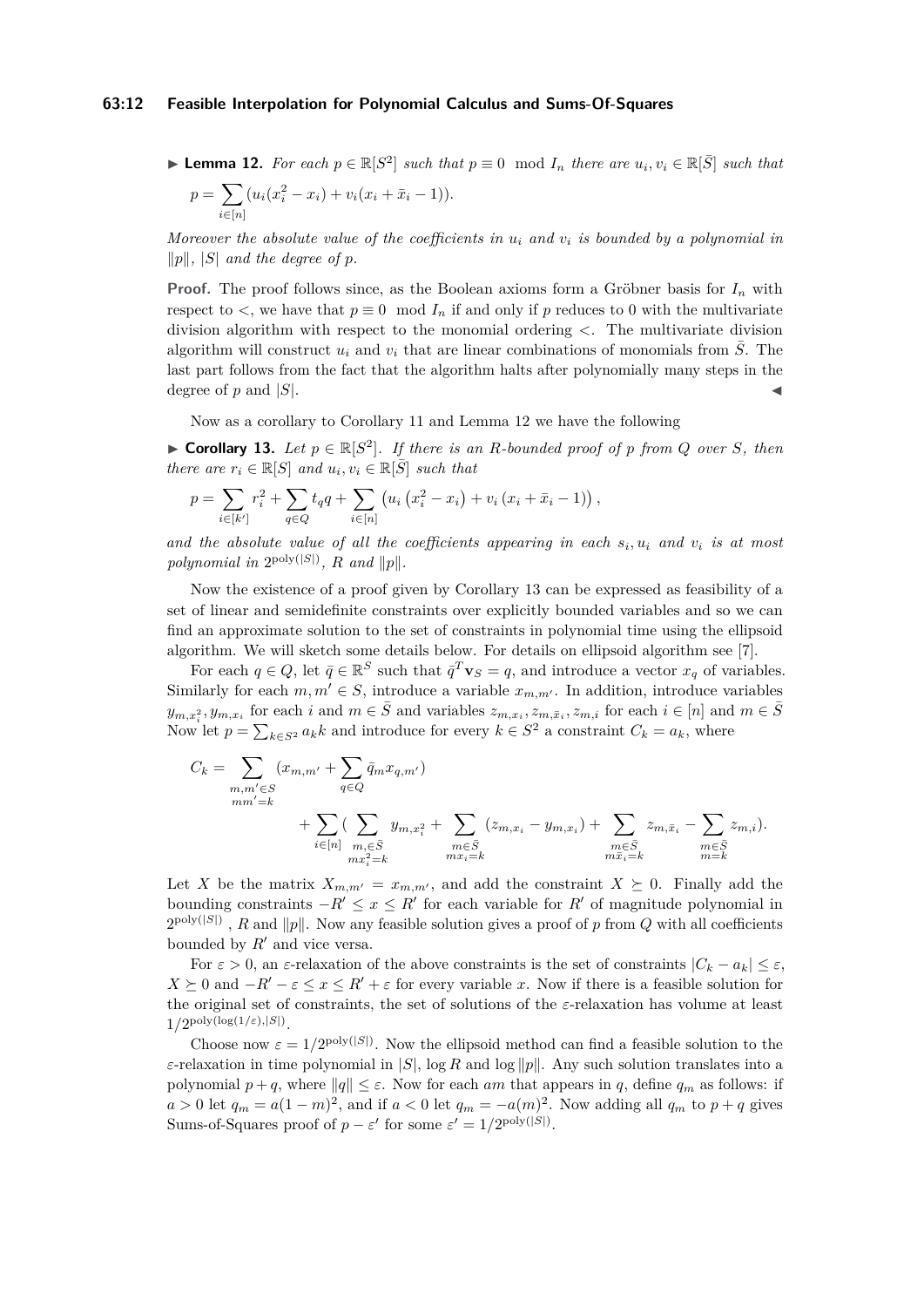▶ **Lemma 12.** *For each $p \in \mathbb{R}[S^2]$ such that $p \equiv 0 \mod I_n$ there are $u_i, v_i \in \mathbb{R}[\bar{S}]$ such that*

$$p = \sum_{i \in [n]} (u_i(x_i^2 - x_i) + v_i(x_i + \bar{x}_i - 1)).$$

*Moreover the absolute value of the coefficients in $u_i$ and $v_i$ is bounded by a polynomial in $\|p\|$, $|S|$ and the degree of $p$.*

**Proof.** The proof follows since, as the Boolean axioms form a Gröbner basis for $I_n$ with respect to $<$, we have that $p \equiv 0 \mod I_n$ if and only if $p$ reduces to 0 with the multivariate division algorithm with respect to the monomial ordering $<$. The multivariate division algorithm will construct $u_i$ and $v_i$ that are linear combinations of monomials from $\bar{S}$. The last part follows from the fact that the algorithm halts after polynomially many steps in the degree of $p$ and $|S|$. ◀

Now as a corollary to Corollary 11 and Lemma 12 we have the following

▶ **Corollary 13.** *Let $p \in \mathbb{R}[S^2]$. If there is an $R$-bounded proof of $p$ from $Q$ over $S$, then there are $r_i \in \mathbb{R}[S]$ and $u_i, v_i \in \mathbb{R}[\bar{S}]$ such that*

$$p = \sum_{i \in [k']} r_i^2 + \sum_{q \in Q} t_q q + \sum_{i \in [n]} \left(u_i\left(x_i^2 - x_i\right) + v_i\left(x_i + \bar{x}_i - 1\right)\right),$$

*and the absolute value of all the coefficients appearing in each $s_i, u_i$ and $v_i$ is at most polynomial in $2^{\mathrm{poly}(|S|)}$, $R$ and $\|p\|$.*

Now the existence of a proof given by Corollary 13 can be expressed as feasibility of a set of linear and semidefinite constraints over explicitly bounded variables and so we can find an approximate solution to the set of constraints in polynomial time using the ellipsoid algorithm. We will sketch some details below. For details on ellipsoid algorithm see [7].

For each $q \in Q$, let $\bar{q} \in \mathbb{R}^S$ such that $\bar{q}^T \mathbf{v}_S = q$, and introduce a vector $x_q$ of variables. Similarly for each $m, m' \in S$, introduce a variable $x_{m,m'}$. In addition, introduce variables $y_{m,x_i^2}, y_{m,x_i}$ for each $i$ and $m \in \bar{S}$ and variables $z_{m,x_i}, z_{m,\bar{x}_i}, z_{m,i}$ for each $i \in [n]$ and $m \in \bar{S}$ Now let $p = \sum_{k \in S^2} a_k k$ and introduce for every $k \in S^2$ a constraint $C_k = a_k$, where

$$C_k = \sum_{\substack{m,m' \in S \\ mm' = k}} (x_{m,m'} + \sum_{q \in Q} \bar{q}_m x_{q,m'}) + \sum_{i \in [n]} ( \sum_{\substack{m, \in \bar{S} \\ mx_i^2 = k}} y_{m,x_i^2} + \sum_{\substack{m \in \bar{S} \\ mx_i = k}} (z_{m,x_i} - y_{m,x_i}) + \sum_{\substack{m \in \bar{S} \\ m\bar{x}_i = k}} z_{m,\bar{x}_i} - \sum_{\substack{m \in \bar{S} \\ m = k}} z_{m,i}).$$

Let $X$ be the matrix $X_{m,m'} = x_{m,m'}$, and add the constraint $X \succeq 0$. Finally add the bounding constraints $-R' \leq x \leq R'$ for each variable for $R'$ of magnitude polynomial in $2^{\mathrm{poly}(|S|)}$ , $R$ and $\|p\|$. Now any feasible solution gives a proof of $p$ from $Q$ with all coefficients bounded by $R'$ and vice versa.

For $\varepsilon > 0$, an $\varepsilon$-relaxation of the above constraints is the set of constraints $|C_k - a_k| \leq \varepsilon$, $X \succeq 0$ and $-R' - \varepsilon \leq x \leq R' + \varepsilon$ for every variable $x$. Now if there is a feasible solution for the original set of constraints, the set of solutions of the $\varepsilon$-relaxation has volume at least $1/2^{\mathrm{poly}(\log(1/\varepsilon), |S|)}$.

Choose now $\varepsilon = 1/2^{\mathrm{poly}(|S|)}$. Now the ellipsoid method can find a feasible solution to the $\varepsilon$-relaxation in time polynomial in $|S|$, $\log R$ and $\log \|p\|$. Any such solution translates into a polynomial $p + q$, where $\|q\| \leq \varepsilon$. Now for each $am$ that appears in $q$, define $q_m$ as follows: if $a > 0$ let $q_m = a(1-m)^2$, and if $a < 0$ let $q_m = -a(m)^2$. Now adding all $q_m$ to $p + q$ gives Sums-of-Squares proof of $p - \varepsilon'$ for some $\varepsilon' = 1/2^{\mathrm{poly}(|S|)}$.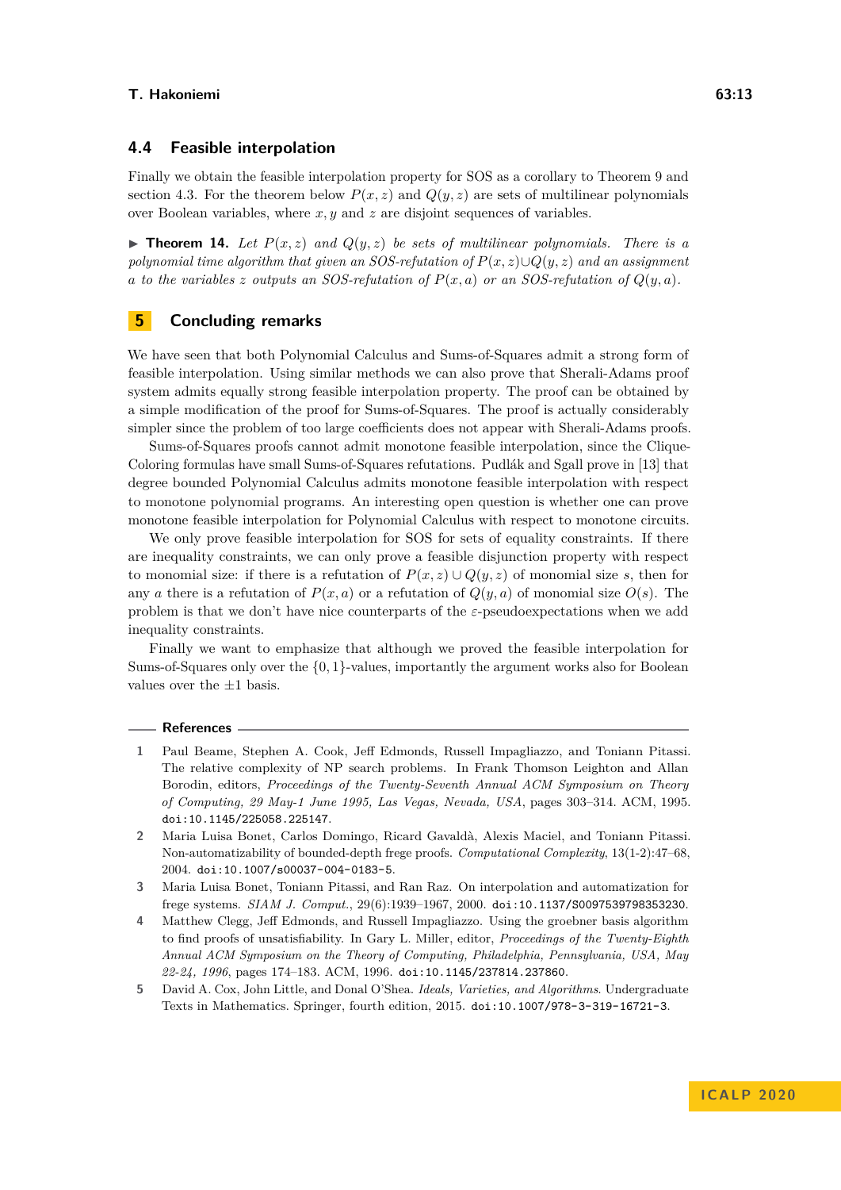### 4.4 Feasible interpolation

Finally we obtain the feasible interpolation property for SOS as a corollary to Theorem 9 and section 4.3. For the theorem below $P(x, z)$ and $Q(y, z)$ are sets of multilinear polynomials over Boolean variables, where $x, y$ and $z$ are disjoint sequences of variables.

▶ **Theorem 14.** *Let $P(x, z)$ and $Q(y, z)$ be sets of multilinear polynomials. There is a polynomial time algorithm that given an SOS-refutation of $P(x, z) \cup Q(y, z)$ and an assignment $a$ to the variables $z$ outputs an SOS-refutation of $P(x, a)$ or an SOS-refutation of $Q(y, a)$.*

## 5 Concluding remarks

We have seen that both Polynomial Calculus and Sums-of-Squares admit a strong form of feasible interpolation. Using similar methods we can also prove that Sherali-Adams proof system admits equally strong feasible interpolation property. The proof can be obtained by a simple modification of the proof for Sums-of-Squares. The proof is actually considerably simpler since the problem of too large coefficients does not appear with Sherali-Adams proofs.

Sums-of-Squares proofs cannot admit monotone feasible interpolation, since the Clique-Coloring formulas have small Sums-of-Squares refutations. Pudlák and Sgall prove in [13] that degree bounded Polynomial Calculus admits monotone feasible interpolation with respect to monotone polynomial programs. An interesting open question is whether one can prove monotone feasible interpolation for Polynomial Calculus with respect to monotone circuits.

We only prove feasible interpolation for SOS for sets of equality constraints. If there are inequality constraints, we can only prove a feasible disjunction property with respect to monomial size: if there is a refutation of $P(x, z) \cup Q(y, z)$ of monomial size $s$, then for any $a$ there is a refutation of $P(x, a)$ or a refutation of $Q(y, a)$ of monomial size $O(s)$. The problem is that we don't have nice counterparts of the $\varepsilon$-pseudoexpectations when we add inequality constraints.

Finally we want to emphasize that although we proved the feasible interpolation for Sums-of-Squares only over the $\{0, 1\}$-values, importantly the argument works also for Boolean values over the $\pm 1$ basis.

## References

1. Paul Beame, Stephen A. Cook, Jeff Edmonds, Russell Impagliazzo, and Toniann Pitassi. The relative complexity of NP search problems. In Frank Thomson Leighton and Allan Borodin, editors, *Proceedings of the Twenty-Seventh Annual ACM Symposium on Theory of Computing, 29 May-1 June 1995, Las Vegas, Nevada, USA*, pages 303–314. ACM, 1995. doi:10.1145/225058.225147.
2. Maria Luisa Bonet, Carlos Domingo, Ricard Gavaldà, Alexis Maciel, and Toniann Pitassi. Non-automatizability of bounded-depth frege proofs. *Computational Complexity*, 13(1-2):47–68, 2004. doi:10.1007/s00037-004-0183-5.
3. Maria Luisa Bonet, Toniann Pitassi, and Ran Raz. On interpolation and automatization for frege systems. *SIAM J. Comput.*, 29(6):1939–1967, 2000. doi:10.1137/S0097539798353230.
4. Matthew Clegg, Jeff Edmonds, and Russell Impagliazzo. Using the groebner basis algorithm to find proofs of unsatisfiability. In Gary L. Miller, editor, *Proceedings of the Twenty-Eighth Annual ACM Symposium on the Theory of Computing, Philadelphia, Pennsylvania, USA, May 22-24, 1996*, pages 174–183. ACM, 1996. doi:10.1145/237814.237860.
5. David A. Cox, John Little, and Donal O'Shea. *Ideals, Varieties, and Algorithms*. Undergraduate Texts in Mathematics. Springer, fourth edition, 2015. doi:10.1007/978-3-319-16721-3.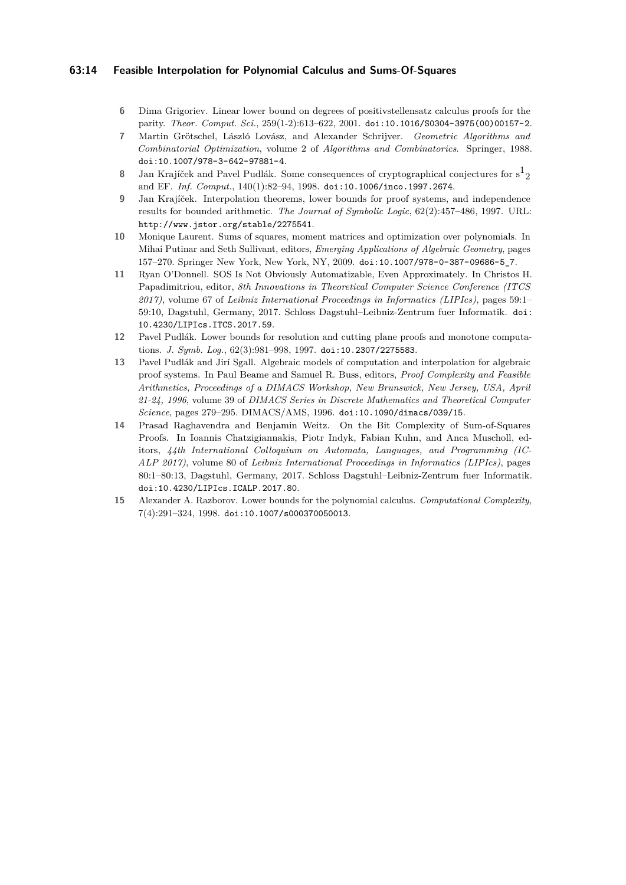6. Dima Grigoriev. Linear lower bound on degrees of positivstellensatz calculus proofs for the parity. *Theor. Comput. Sci.*, 259(1-2):613–622, 2001. doi:10.1016/S0304-3975(00)00157-2.
7. Martin Grötschel, László Lovász, and Alexander Schrijver. *Geometric Algorithms and Combinatorial Optimization*, volume 2 of *Algorithms and Combinatorics*. Springer, 1988. doi:10.1007/978-3-642-97881-4.
8. Jan Krajíček and Pavel Pudlák. Some consequences of cryptographical conjectures for $s^1_2$ and EF. *Inf. Comput.*, 140(1):82–94, 1998. doi:10.1006/inco.1997.2674.
9. Jan Krajíček. Interpolation theorems, lower bounds for proof systems, and independence results for bounded arithmetic. *The Journal of Symbolic Logic*, 62(2):457–486, 1997. URL: http://www.jstor.org/stable/2275541.
10. Monique Laurent. Sums of squares, moment matrices and optimization over polynomials. In Mihai Putinar and Seth Sullivant, editors, *Emerging Applications of Algebraic Geometry*, pages 157–270. Springer New York, New York, NY, 2009. doi:10.1007/978-0-387-09686-5_7.
11. Ryan O'Donnell. SOS Is Not Obviously Automatizable, Even Approximately. In Christos H. Papadimitriou, editor, *8th Innovations in Theoretical Computer Science Conference (ITCS 2017)*, volume 67 of *Leibniz International Proceedings in Informatics (LIPIcs)*, pages 59:1–59:10, Dagstuhl, Germany, 2017. Schloss Dagstuhl–Leibniz-Zentrum fuer Informatik. doi:10.4230/LIPIcs.ITCS.2017.59.
12. Pavel Pudlák. Lower bounds for resolution and cutting plane proofs and monotone computations. *J. Symb. Log.*, 62(3):981–998, 1997. doi:10.2307/2275583.
13. Pavel Pudlák and Jirí Sgall. Algebraic models of computation and interpolation for algebraic proof systems. In Paul Beame and Samuel R. Buss, editors, *Proof Complexity and Feasible Arithmetics, Proceedings of a DIMACS Workshop, New Brunswick, New Jersey, USA, April 21-24, 1996*, volume 39 of *DIMACS Series in Discrete Mathematics and Theoretical Computer Science*, pages 279–295. DIMACS/AMS, 1996. doi:10.1090/dimacs/039/15.
14. Prasad Raghavendra and Benjamin Weitz. On the Bit Complexity of Sum-of-Squares Proofs. In Ioannis Chatzigiannakis, Piotr Indyk, Fabian Kuhn, and Anca Muscholl, editors, *44th International Colloquium on Automata, Languages, and Programming (ICALP 2017)*, volume 80 of *Leibniz International Proceedings in Informatics (LIPIcs)*, pages 80:1–80:13, Dagstuhl, Germany, 2017. Schloss Dagstuhl–Leibniz-Zentrum fuer Informatik. doi:10.4230/LIPIcs.ICALP.2017.80.
15. Alexander A. Razborov. Lower bounds for the polynomial calculus. *Computational Complexity*, 7(4):291–324, 1998. doi:10.1007/s000370050013.